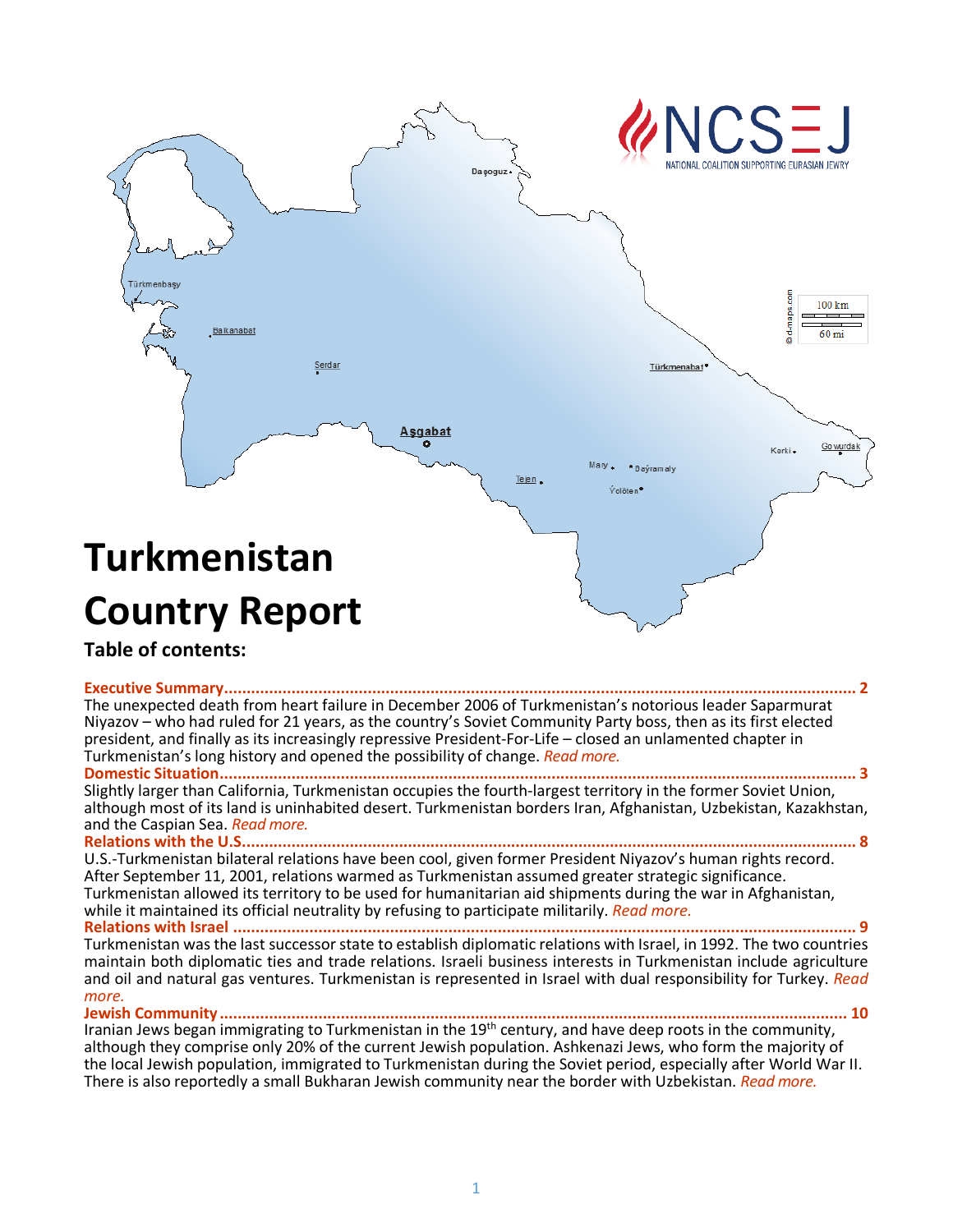# Turkmenistan Country Report

**Table of contents:**

**Executive Summary .................................................................................................................................. 2**

The unexpected death from heart failure in December 2006 of Turkmenistan's notorious leader Saparmurat Niyazov – who had ruled for 21 years, as the country's Soviet Community Party boss, then as its first elected president, and finally as its increasingly repressive President-For-Life – closed an unlamented chapter in Turkmenistan's long history and opened the possibility of change. *Read more.*

**Domestic Situation .................................................................................................................................. 3**

Slightly larger than California, Turkmenistan occupies the fourth-largest territory in the former Soviet Union, although most of its land is uninhabited desert. Turkmenistan borders Iran, Afghanistan, Uzbekistan, Kazakhstan, and the Caspian Sea. *Read more.*

**Relations with the U.S. ............................................................................................................................ 8**

U.S.-Turkmenistan bilateral relations have been cool, given former President Niyazov's human rights record. After September 11, 2001, relations warmed as Turkmenistan assumed greater strategic significance. Turkmenistan allowed its territory to be used for humanitarian aid shipments during the war in Afghanistan, while it maintained its official neutrality by refusing to participate militarily. *Read more.*

**Relations with Israel ............................................................................................................................... 9**

Turkmenistan was the last successor state to establish diplomatic relations with Israel, in 1992. The two countries maintain both diplomatic ties and trade relations. Israeli business interests in Turkmenistan include agriculture and oil and natural gas ventures. Turkmenistan is represented in Israel with dual responsibility for Turkey. *Read more.*

**Jewish Community ................................................................................................................................ 10**

Iranian Jews began immigrating to Turkmenistan in the 19th century, and have deep roots in the community, although they comprise only 20% of the current Jewish population. Ashkenazi Jews, who form the majority of the local Jewish population, immigrated to Turkmenistan during the Soviet period, especially after World War II. There is also reportedly a small Bukharan Jewish community near the border with Uzbekistan. *Read more.*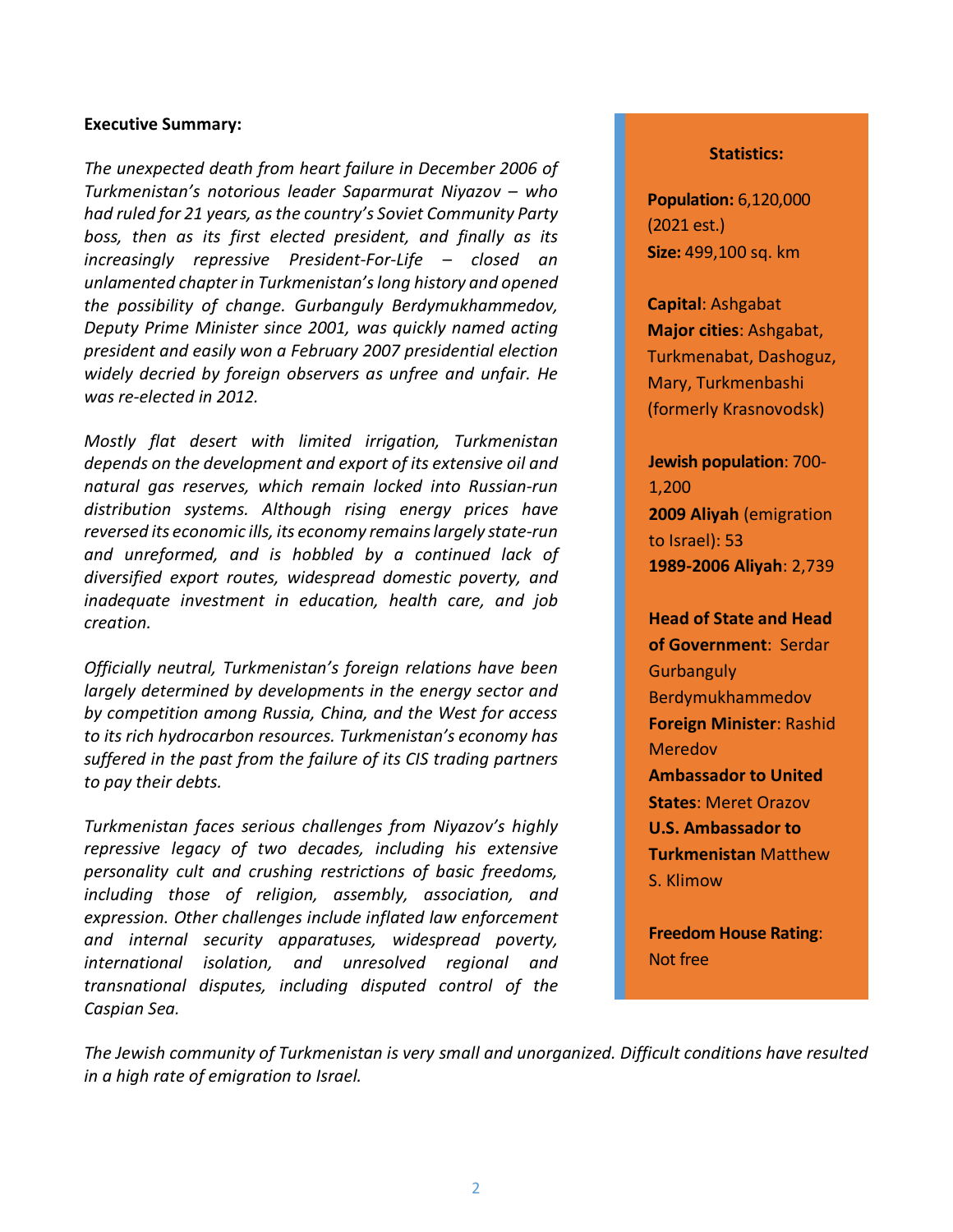**Executive Summary:**

*The unexpected death from heart failure in December 2006 of Turkmenistan's notorious leader Saparmurat Niyazov – who had ruled for 21 years, as the country's Soviet Community Party boss, then as its first elected president, and finally as its increasingly repressive President-For-Life – closed an unlamented chapter in Turkmenistan's long history and opened the possibility of change. Gurbanguly Berdymukhammedov, Deputy Prime Minister since 2001, was quickly named acting president and easily won a February 2007 presidential election widely decried by foreign observers as unfree and unfair. He was re-elected in 2012.*

*Mostly flat desert with limited irrigation, Turkmenistan depends on the development and export of its extensive oil and natural gas reserves, which remain locked into Russian-run distribution systems. Although rising energy prices have reversed its economic ills, its economy remains largely state-run and unreformed, and is hobbled by a continued lack of diversified export routes, widespread domestic poverty, and inadequate investment in education, health care, and job creation.*

*Officially neutral, Turkmenistan's foreign relations have been largely determined by developments in the energy sector and by competition among Russia, China, and the West for access to its rich hydrocarbon resources. Turkmenistan's economy has suffered in the past from the failure of its CIS trading partners to pay their debts.*

*Turkmenistan faces serious challenges from Niyazov's highly repressive legacy of two decades, including his extensive personality cult and crushing restrictions of basic freedoms, including those of religion, assembly, association, and expression. Other challenges include inflated law enforcement and internal security apparatuses, widespread poverty, international isolation, and unresolved regional and transnational disputes, including disputed control of the Caspian Sea.*

*The Jewish community of Turkmenistan is very small and unorganized. Difficult conditions have resulted in a high rate of emigration to Israel.*

**Statistics:**

**Population:** 6,120,000 (2021 est.)
**Size:** 499,100 sq. km

**Capital**: Ashgabat
**Major cities**: Ashgabat, Turkmenabat, Dashoguz, Mary, Turkmenbashi (formerly Krasnovodsk)

**Jewish population**: 700-1,200
**2009 Aliyah** (emigration to Israel): 53
**1989-2006 Aliyah**: 2,739

**Head of State and Head of Government**: Serdar Gurbanguly Berdymukhammedov
**Foreign Minister**: Rashid Meredov
**Ambassador to United States**: Meret Orazov
**U.S. Ambassador to Turkmenistan** Matthew S. Klimow

**Freedom House Rating**: Not free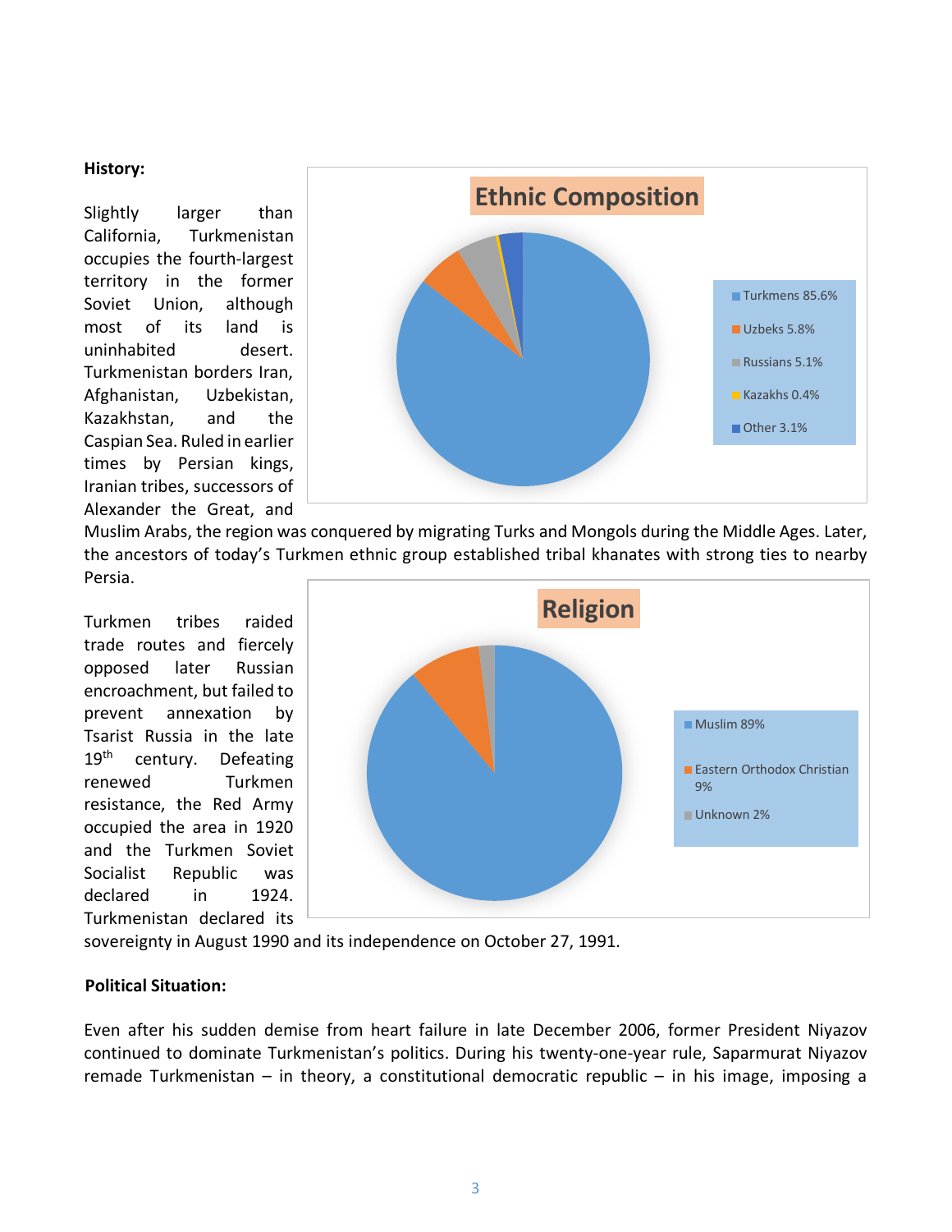**History:**

Slightly larger than California, Turkmenistan occupies the fourth-largest territory in the former Soviet Union, although most of its land is uninhabited desert. Turkmenistan borders Iran, Afghanistan, Uzbekistan, Kazakhstan, and the Caspian Sea. Ruled in earlier times by Persian kings, Iranian tribes, successors of Alexander the Great, and Muslim Arabs, the region was conquered by migrating Turks and Mongols during the Middle Ages. Later, the ancestors of today's Turkmen ethnic group established tribal khanates with strong ties to nearby Persia.

**Ethnic Composition**

| Ethnic group | Percentage |
|---|---|
| Turkmens | 85.6% |
| Uzbeks | 5.8% |
| Russians | 5.1% |
| Kazakhs | 0.4% |
| Other | 3.1% |

Turkmen tribes raided trade routes and fiercely opposed later Russian encroachment, but failed to prevent annexation by Tsarist Russia in the late 19th century. Defeating renewed Turkmen resistance, the Red Army occupied the area in 1920 and the Turkmen Soviet Socialist Republic was declared in 1924. Turkmenistan declared its sovereignty in August 1990 and its independence on October 27, 1991.

**Religion**

| Religion | Percentage |
|---|---|
| Muslim | 89% |
| Eastern Orthodox Christian | 9% |
| Unknown | 2% |

**Political Situation:**

Even after his sudden demise from heart failure in late December 2006, former President Niyazov continued to dominate Turkmenistan's politics. During his twenty-one-year rule, Saparmurat Niyazov remade Turkmenistan – in theory, a constitutional democratic republic – in his image, imposing a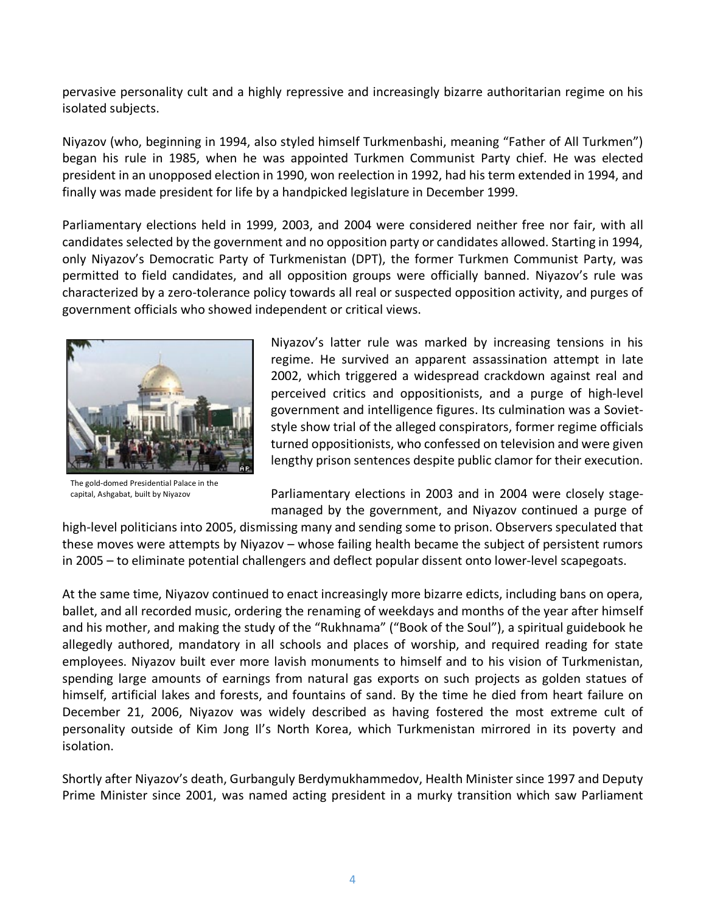pervasive personality cult and a highly repressive and increasingly bizarre authoritarian regime on his isolated subjects.

Niyazov (who, beginning in 1994, also styled himself Turkmenbashi, meaning "Father of All Turkmen") began his rule in 1985, when he was appointed Turkmen Communist Party chief. He was elected president in an unopposed election in 1990, won reelection in 1992, had his term extended in 1994, and finally was made president for life by a handpicked legislature in December 1999.

Parliamentary elections held in 1999, 2003, and 2004 were considered neither free nor fair, with all candidates selected by the government and no opposition party or candidates allowed. Starting in 1994, only Niyazov's Democratic Party of Turkmenistan (DPT), the former Turkmen Communist Party, was permitted to field candidates, and all opposition groups were officially banned. Niyazov's rule was characterized by a zero-tolerance policy towards all real or suspected opposition activity, and purges of government officials who showed independent or critical views.

The gold-domed Presidential Palace in the capital, Ashgabat, built by Niyazov

Niyazov's latter rule was marked by increasing tensions in his regime. He survived an apparent assassination attempt in late 2002, which triggered a widespread crackdown against real and perceived critics and oppositionists, and a purge of high-level government and intelligence figures. Its culmination was a Soviet-style show trial of the alleged conspirators, former regime officials turned oppositionists, who confessed on television and were given lengthy prison sentences despite public clamor for their execution.

Parliamentary elections in 2003 and in 2004 were closely stage-managed by the government, and Niyazov continued a purge of high-level politicians into 2005, dismissing many and sending some to prison. Observers speculated that these moves were attempts by Niyazov – whose failing health became the subject of persistent rumors in 2005 – to eliminate potential challengers and deflect popular dissent onto lower-level scapegoats.

At the same time, Niyazov continued to enact increasingly more bizarre edicts, including bans on opera, ballet, and all recorded music, ordering the renaming of weekdays and months of the year after himself and his mother, and making the study of the "Rukhnama" ("Book of the Soul"), a spiritual guidebook he allegedly authored, mandatory in all schools and places of worship, and required reading for state employees. Niyazov built ever more lavish monuments to himself and to his vision of Turkmenistan, spending large amounts of earnings from natural gas exports on such projects as golden statues of himself, artificial lakes and forests, and fountains of sand. By the time he died from heart failure on December 21, 2006, Niyazov was widely described as having fostered the most extreme cult of personality outside of Kim Jong Il's North Korea, which Turkmenistan mirrored in its poverty and isolation.

Shortly after Niyazov's death, Gurbanguly Berdymukhammedov, Health Minister since 1997 and Deputy Prime Minister since 2001, was named acting president in a murky transition which saw Parliament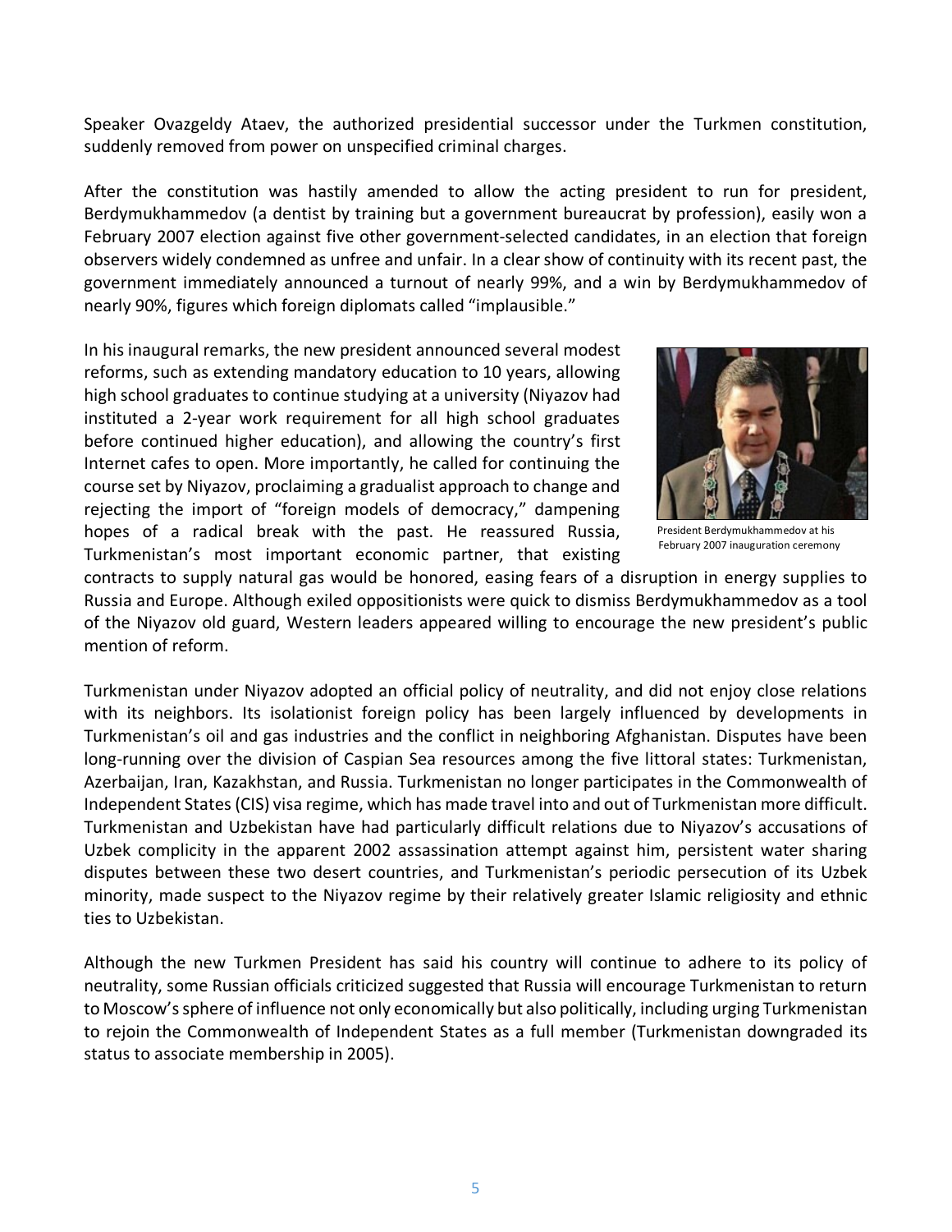Speaker Ovazgeldy Ataev, the authorized presidential successor under the Turkmen constitution, suddenly removed from power on unspecified criminal charges.

After the constitution was hastily amended to allow the acting president to run for president, Berdymukhammedov (a dentist by training but a government bureaucrat by profession), easily won a February 2007 election against five other government-selected candidates, in an election that foreign observers widely condemned as unfree and unfair. In a clear show of continuity with its recent past, the government immediately announced a turnout of nearly 99%, and a win by Berdymukhammedov of nearly 90%, figures which foreign diplomats called "implausible."

In his inaugural remarks, the new president announced several modest reforms, such as extending mandatory education to 10 years, allowing high school graduates to continue studying at a university (Niyazov had instituted a 2-year work requirement for all high school graduates before continued higher education), and allowing the country's first Internet cafes to open. More importantly, he called for continuing the course set by Niyazov, proclaiming a gradualist approach to change and rejecting the import of "foreign models of democracy," dampening hopes of a radical break with the past. He reassured Russia, Turkmenistan's most important economic partner, that existing contracts to supply natural gas would be honored, easing fears of a disruption in energy supplies to Russia and Europe. Although exiled oppositionists were quick to dismiss Berdymukhammedov as a tool of the Niyazov old guard, Western leaders appeared willing to encourage the new president's public mention of reform.

President Berdymukhammedov at his February 2007 inauguration ceremony

Turkmenistan under Niyazov adopted an official policy of neutrality, and did not enjoy close relations with its neighbors. Its isolationist foreign policy has been largely influenced by developments in Turkmenistan's oil and gas industries and the conflict in neighboring Afghanistan. Disputes have been long-running over the division of Caspian Sea resources among the five littoral states: Turkmenistan, Azerbaijan, Iran, Kazakhstan, and Russia. Turkmenistan no longer participates in the Commonwealth of Independent States (CIS) visa regime, which has made travel into and out of Turkmenistan more difficult. Turkmenistan and Uzbekistan have had particularly difficult relations due to Niyazov's accusations of Uzbek complicity in the apparent 2002 assassination attempt against him, persistent water sharing disputes between these two desert countries, and Turkmenistan's periodic persecution of its Uzbek minority, made suspect to the Niyazov regime by their relatively greater Islamic religiosity and ethnic ties to Uzbekistan.

Although the new Turkmen President has said his country will continue to adhere to its policy of neutrality, some Russian officials criticized suggested that Russia will encourage Turkmenistan to return to Moscow's sphere of influence not only economically but also politically, including urging Turkmenistan to rejoin the Commonwealth of Independent States as a full member (Turkmenistan downgraded its status to associate membership in 2005).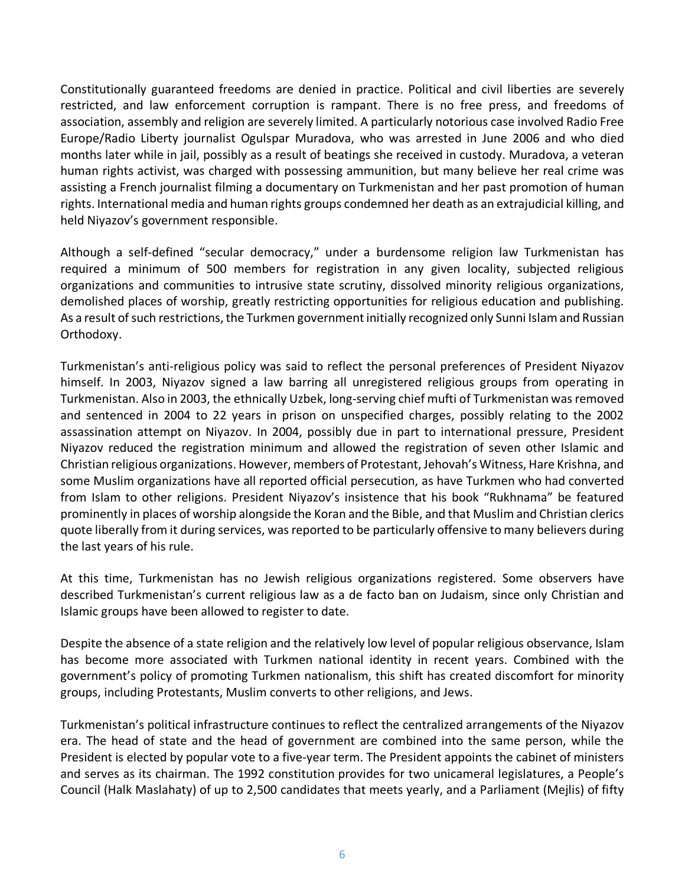Constitutionally guaranteed freedoms are denied in practice. Political and civil liberties are severely restricted, and law enforcement corruption is rampant. There is no free press, and freedoms of association, assembly and religion are severely limited. A particularly notorious case involved Radio Free Europe/Radio Liberty journalist Ogulspar Muradova, who was arrested in June 2006 and who died months later while in jail, possibly as a result of beatings she received in custody. Muradova, a veteran human rights activist, was charged with possessing ammunition, but many believe her real crime was assisting a French journalist filming a documentary on Turkmenistan and her past promotion of human rights. International media and human rights groups condemned her death as an extrajudicial killing, and held Niyazov's government responsible.

Although a self-defined "secular democracy," under a burdensome religion law Turkmenistan has required a minimum of 500 members for registration in any given locality, subjected religious organizations and communities to intrusive state scrutiny, dissolved minority religious organizations, demolished places of worship, greatly restricting opportunities for religious education and publishing. As a result of such restrictions, the Turkmen government initially recognized only Sunni Islam and Russian Orthodoxy.

Turkmenistan's anti-religious policy was said to reflect the personal preferences of President Niyazov himself. In 2003, Niyazov signed a law barring all unregistered religious groups from operating in Turkmenistan. Also in 2003, the ethnically Uzbek, long-serving chief mufti of Turkmenistan was removed and sentenced in 2004 to 22 years in prison on unspecified charges, possibly relating to the 2002 assassination attempt on Niyazov. In 2004, possibly due in part to international pressure, President Niyazov reduced the registration minimum and allowed the registration of seven other Islamic and Christian religious organizations. However, members of Protestant, Jehovah's Witness, Hare Krishna, and some Muslim organizations have all reported official persecution, as have Turkmen who had converted from Islam to other religions. President Niyazov's insistence that his book "Rukhnama" be featured prominently in places of worship alongside the Koran and the Bible, and that Muslim and Christian clerics quote liberally from it during services, was reported to be particularly offensive to many believers during the last years of his rule.

At this time, Turkmenistan has no Jewish religious organizations registered. Some observers have described Turkmenistan's current religious law as a de facto ban on Judaism, since only Christian and Islamic groups have been allowed to register to date.

Despite the absence of a state religion and the relatively low level of popular religious observance, Islam has become more associated with Turkmen national identity in recent years. Combined with the government's policy of promoting Turkmen nationalism, this shift has created discomfort for minority groups, including Protestants, Muslim converts to other religions, and Jews.

Turkmenistan's political infrastructure continues to reflect the centralized arrangements of the Niyazov era. The head of state and the head of government are combined into the same person, while the President is elected by popular vote to a five-year term. The President appoints the cabinet of ministers and serves as its chairman. The 1992 constitution provides for two unicameral legislatures, a People's Council (Halk Maslahaty) of up to 2,500 candidates that meets yearly, and a Parliament (Mejlis) of fifty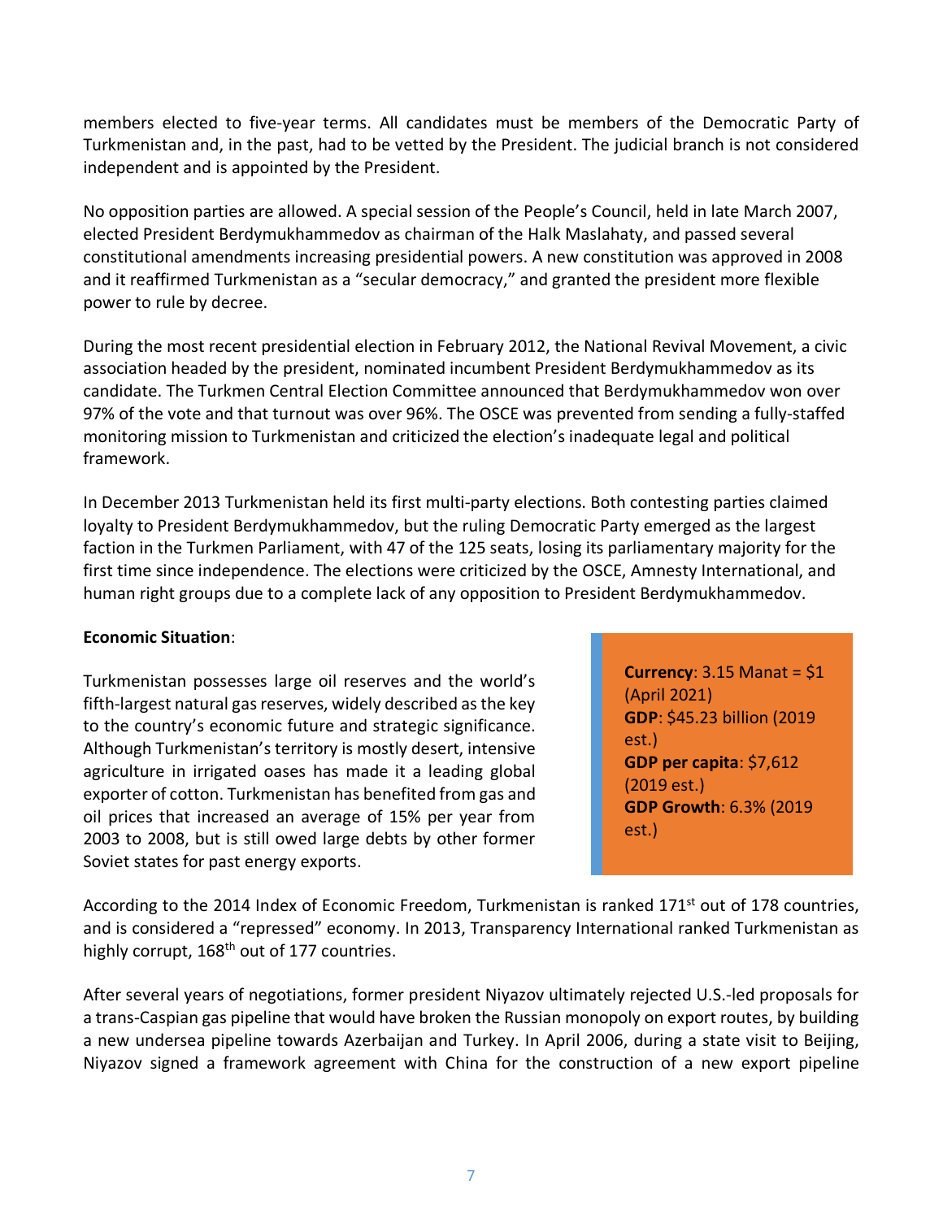members elected to five-year terms. All candidates must be members of the Democratic Party of Turkmenistan and, in the past, had to be vetted by the President. The judicial branch is not considered independent and is appointed by the President.

No opposition parties are allowed. A special session of the People's Council, held in late March 2007, elected President Berdymukhammedov as chairman of the Halk Maslahaty, and passed several constitutional amendments increasing presidential powers. A new constitution was approved in 2008 and it reaffirmed Turkmenistan as a "secular democracy," and granted the president more flexible power to rule by decree.

During the most recent presidential election in February 2012, the National Revival Movement, a civic association headed by the president, nominated incumbent President Berdymukhammedov as its candidate. The Turkmen Central Election Committee announced that Berdymukhammedov won over 97% of the vote and that turnout was over 96%. The OSCE was prevented from sending a fully-staffed monitoring mission to Turkmenistan and criticized the election's inadequate legal and political framework.

In December 2013 Turkmenistan held its first multi-party elections. Both contesting parties claimed loyalty to President Berdymukhammedov, but the ruling Democratic Party emerged as the largest faction in the Turkmen Parliament, with 47 of the 125 seats, losing its parliamentary majority for the first time since independence. The elections were criticized by the OSCE, Amnesty International, and human right groups due to a complete lack of any opposition to President Berdymukhammedov.

**Economic Situation**:

Turkmenistan possesses large oil reserves and the world's fifth-largest natural gas reserves, widely described as the key to the country's economic future and strategic significance. Although Turkmenistan's territory is mostly desert, intensive agriculture in irrigated oases has made it a leading global exporter of cotton. Turkmenistan has benefited from gas and oil prices that increased an average of 15% per year from 2003 to 2008, but is still owed large debts by other former Soviet states for past energy exports.

**Currency**: 3.15 Manat = $1 (April 2021)
**GDP**: $45.23 billion (2019 est.)
**GDP per capita**: $7,612 (2019 est.)
**GDP Growth**: 6.3% (2019 est.)

According to the 2014 Index of Economic Freedom, Turkmenistan is ranked 171st out of 178 countries, and is considered a "repressed" economy. In 2013, Transparency International ranked Turkmenistan as highly corrupt, 168th out of 177 countries.

After several years of negotiations, former president Niyazov ultimately rejected U.S.-led proposals for a trans-Caspian gas pipeline that would have broken the Russian monopoly on export routes, by building a new undersea pipeline towards Azerbaijan and Turkey. In April 2006, during a state visit to Beijing, Niyazov signed a framework agreement with China for the construction of a new export pipeline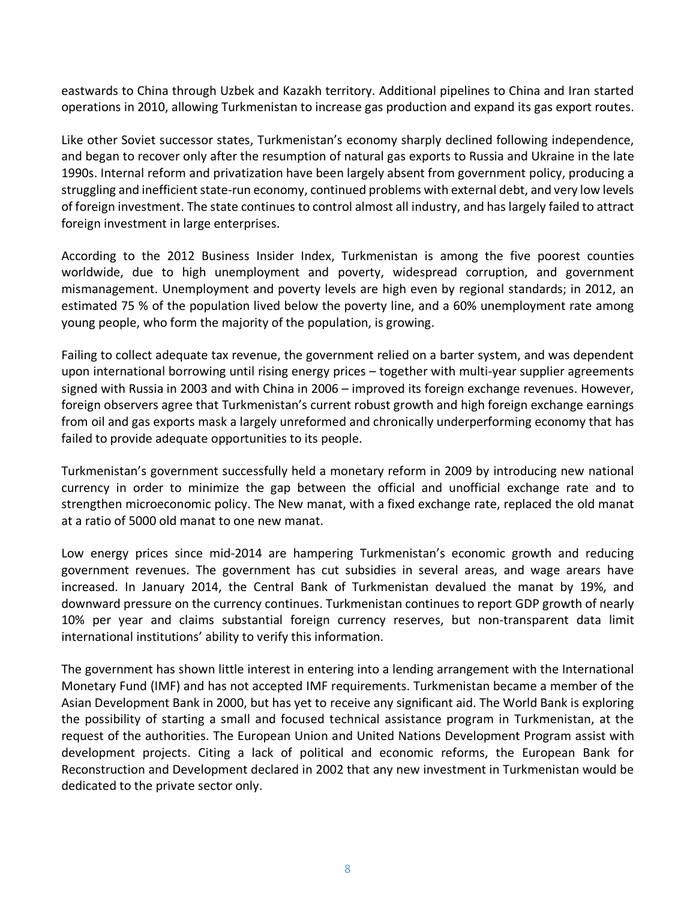eastwards to China through Uzbek and Kazakh territory. Additional pipelines to China and Iran started operations in 2010, allowing Turkmenistan to increase gas production and expand its gas export routes.

Like other Soviet successor states, Turkmenistan's economy sharply declined following independence, and began to recover only after the resumption of natural gas exports to Russia and Ukraine in the late 1990s. Internal reform and privatization have been largely absent from government policy, producing a struggling and inefficient state-run economy, continued problems with external debt, and very low levels of foreign investment. The state continues to control almost all industry, and has largely failed to attract foreign investment in large enterprises.

According to the 2012 Business Insider Index, Turkmenistan is among the five poorest counties worldwide, due to high unemployment and poverty, widespread corruption, and government mismanagement. Unemployment and poverty levels are high even by regional standards; in 2012, an estimated 75 % of the population lived below the poverty line, and a 60% unemployment rate among young people, who form the majority of the population, is growing.

Failing to collect adequate tax revenue, the government relied on a barter system, and was dependent upon international borrowing until rising energy prices – together with multi-year supplier agreements signed with Russia in 2003 and with China in 2006 – improved its foreign exchange revenues. However, foreign observers agree that Turkmenistan's current robust growth and high foreign exchange earnings from oil and gas exports mask a largely unreformed and chronically underperforming economy that has failed to provide adequate opportunities to its people.

Turkmenistan's government successfully held a monetary reform in 2009 by introducing new national currency in order to minimize the gap between the official and unofficial exchange rate and to strengthen microeconomic policy. The New manat, with a fixed exchange rate, replaced the old manat at a ratio of 5000 old manat to one new manat.

Low energy prices since mid-2014 are hampering Turkmenistan's economic growth and reducing government revenues. The government has cut subsidies in several areas, and wage arears have increased. In January 2014, the Central Bank of Turkmenistan devalued the manat by 19%, and downward pressure on the currency continues. Turkmenistan continues to report GDP growth of nearly 10% per year and claims substantial foreign currency reserves, but non-transparent data limit international institutions' ability to verify this information.

The government has shown little interest in entering into a lending arrangement with the International Monetary Fund (IMF) and has not accepted IMF requirements. Turkmenistan became a member of the Asian Development Bank in 2000, but has yet to receive any significant aid. The World Bank is exploring the possibility of starting a small and focused technical assistance program in Turkmenistan, at the request of the authorities. The European Union and United Nations Development Program assist with development projects. Citing a lack of political and economic reforms, the European Bank for Reconstruction and Development declared in 2002 that any new investment in Turkmenistan would be dedicated to the private sector only.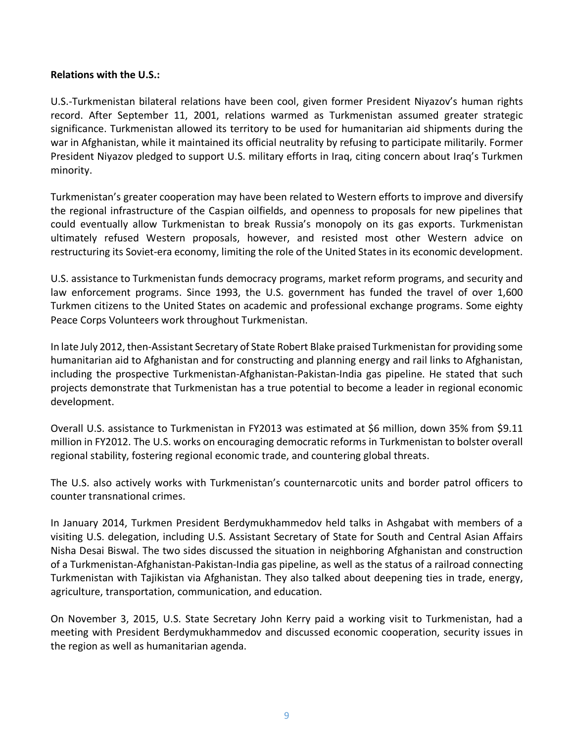**Relations with the U.S.:**

U.S.-Turkmenistan bilateral relations have been cool, given former President Niyazov's human rights record. After September 11, 2001, relations warmed as Turkmenistan assumed greater strategic significance. Turkmenistan allowed its territory to be used for humanitarian aid shipments during the war in Afghanistan, while it maintained its official neutrality by refusing to participate militarily. Former President Niyazov pledged to support U.S. military efforts in Iraq, citing concern about Iraq's Turkmen minority.

Turkmenistan's greater cooperation may have been related to Western efforts to improve and diversify the regional infrastructure of the Caspian oilfields, and openness to proposals for new pipelines that could eventually allow Turkmenistan to break Russia's monopoly on its gas exports. Turkmenistan ultimately refused Western proposals, however, and resisted most other Western advice on restructuring its Soviet-era economy, limiting the role of the United States in its economic development.

U.S. assistance to Turkmenistan funds democracy programs, market reform programs, and security and law enforcement programs. Since 1993, the U.S. government has funded the travel of over 1,600 Turkmen citizens to the United States on academic and professional exchange programs. Some eighty Peace Corps Volunteers work throughout Turkmenistan.

In late July 2012, then-Assistant Secretary of State Robert Blake praised Turkmenistan for providing some humanitarian aid to Afghanistan and for constructing and planning energy and rail links to Afghanistan, including the prospective Turkmenistan-Afghanistan-Pakistan-India gas pipeline. He stated that such projects demonstrate that Turkmenistan has a true potential to become a leader in regional economic development.

Overall U.S. assistance to Turkmenistan in FY2013 was estimated at $6 million, down 35% from $9.11 million in FY2012. The U.S. works on encouraging democratic reforms in Turkmenistan to bolster overall regional stability, fostering regional economic trade, and countering global threats.

The U.S. also actively works with Turkmenistan's counternarcotic units and border patrol officers to counter transnational crimes.

In January 2014, Turkmen President Berdymukhammedov held talks in Ashgabat with members of a visiting U.S. delegation, including U.S. Assistant Secretary of State for South and Central Asian Affairs Nisha Desai Biswal. The two sides discussed the situation in neighboring Afghanistan and construction of a Turkmenistan-Afghanistan-Pakistan-India gas pipeline, as well as the status of a railroad connecting Turkmenistan with Tajikistan via Afghanistan. They also talked about deepening ties in trade, energy, agriculture, transportation, communication, and education.

On November 3, 2015, U.S. State Secretary John Kerry paid a working visit to Turkmenistan, had a meeting with President Berdymukhammedov and discussed economic cooperation, security issues in the region as well as humanitarian agenda.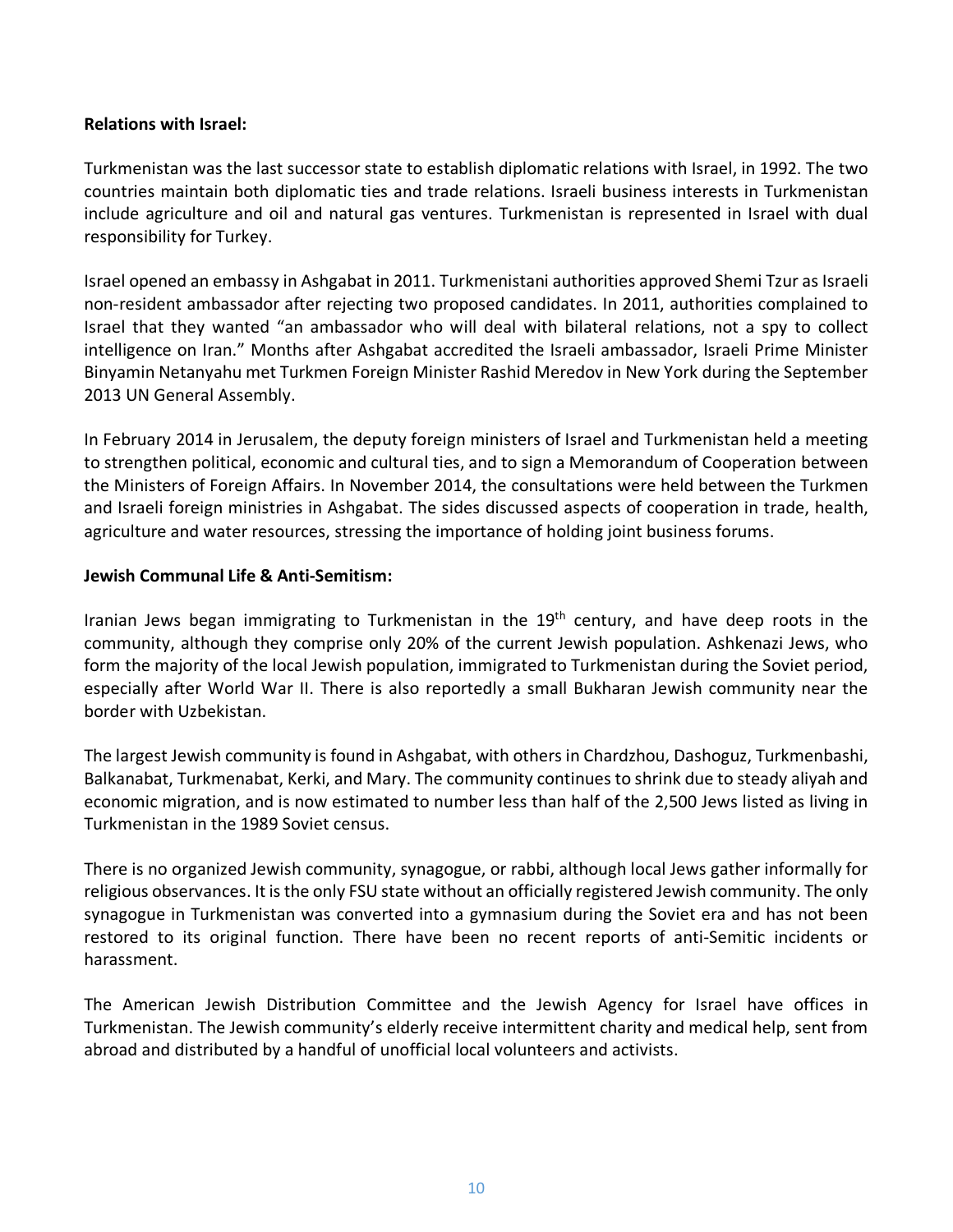**Relations with Israel:**

Turkmenistan was the last successor state to establish diplomatic relations with Israel, in 1992. The two countries maintain both diplomatic ties and trade relations. Israeli business interests in Turkmenistan include agriculture and oil and natural gas ventures. Turkmenistan is represented in Israel with dual responsibility for Turkey.

Israel opened an embassy in Ashgabat in 2011. Turkmenistani authorities approved Shemi Tzur as Israeli non-resident ambassador after rejecting two proposed candidates. In 2011, authorities complained to Israel that they wanted "an ambassador who will deal with bilateral relations, not a spy to collect intelligence on Iran." Months after Ashgabat accredited the Israeli ambassador, Israeli Prime Minister Binyamin Netanyahu met Turkmen Foreign Minister Rashid Meredov in New York during the September 2013 UN General Assembly.

In February 2014 in Jerusalem, the deputy foreign ministers of Israel and Turkmenistan held a meeting to strengthen political, economic and cultural ties, and to sign a Memorandum of Cooperation between the Ministers of Foreign Affairs. In November 2014, the consultations were held between the Turkmen and Israeli foreign ministries in Ashgabat. The sides discussed aspects of cooperation in trade, health, agriculture and water resources, stressing the importance of holding joint business forums.

**Jewish Communal Life & Anti-Semitism:**

Iranian Jews began immigrating to Turkmenistan in the 19th century, and have deep roots in the community, although they comprise only 20% of the current Jewish population. Ashkenazi Jews, who form the majority of the local Jewish population, immigrated to Turkmenistan during the Soviet period, especially after World War II. There is also reportedly a small Bukharan Jewish community near the border with Uzbekistan.

The largest Jewish community is found in Ashgabat, with others in Chardzhou, Dashoguz, Turkmenbashi, Balkanabat, Turkmenabat, Kerki, and Mary. The community continues to shrink due to steady aliyah and economic migration, and is now estimated to number less than half of the 2,500 Jews listed as living in Turkmenistan in the 1989 Soviet census.

There is no organized Jewish community, synagogue, or rabbi, although local Jews gather informally for religious observances. It is the only FSU state without an officially registered Jewish community. The only synagogue in Turkmenistan was converted into a gymnasium during the Soviet era and has not been restored to its original function. There have been no recent reports of anti-Semitic incidents or harassment.

The American Jewish Distribution Committee and the Jewish Agency for Israel have offices in Turkmenistan. The Jewish community's elderly receive intermittent charity and medical help, sent from abroad and distributed by a handful of unofficial local volunteers and activists.